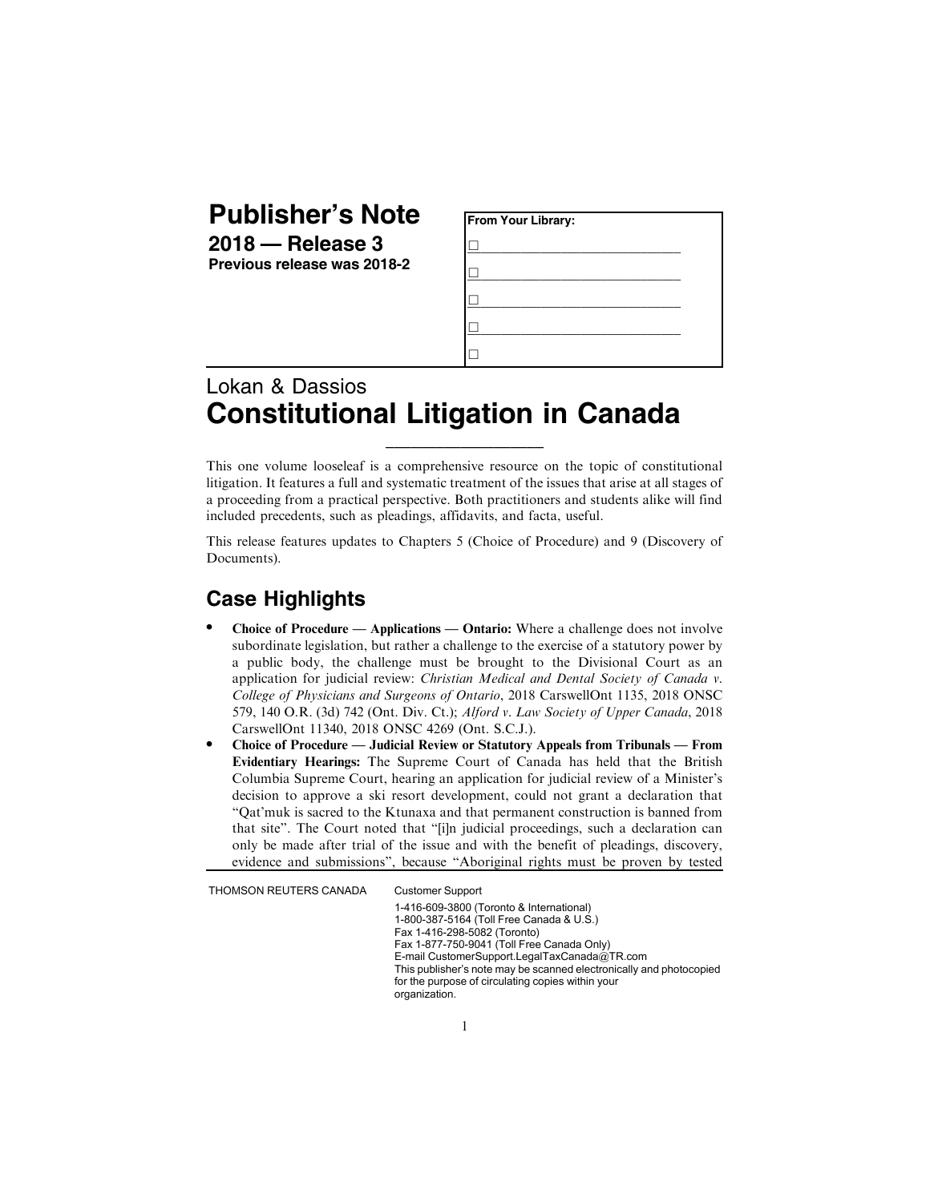# Publisher's Note

**2018 — Release 3**

**Previous release was 2018-2**

**From Your Library:**

- ☐
- ☐
- ☐
- ☐
- ☐

Lokan & Dassios

# Constitutional Litigation in Canada

This one volume looseleaf is a comprehensive resource on the topic of constitutional litigation. It features a full and systematic treatment of the issues that arise at all stages of a proceeding from a practical perspective. Both practitioners and students alike will find included precedents, such as pleadings, affidavits, and facta, useful.

This release features updates to Chapters 5 (Choice of Procedure) and 9 (Discovery of Documents).

## Case Highlights

- **Choice of Procedure — Applications — Ontario:** Where a challenge does not involve subordinate legislation, but rather a challenge to the exercise of a statutory power by a public body, the challenge must be brought to the Divisional Court as an application for judicial review: *Christian Medical and Dental Society of Canada v. College of Physicians and Surgeons of Ontario*, 2018 CarswellOnt 1135, 2018 ONSC 579, 140 O.R. (3d) 742 (Ont. Div. Ct.); *Alford v. Law Society of Upper Canada*, 2018 CarswellOnt 11340, 2018 ONSC 4269 (Ont. S.C.J.).
- **Choice of Procedure — Judicial Review or Statutory Appeals from Tribunals — From Evidentiary Hearings:** The Supreme Court of Canada has held that the British Columbia Supreme Court, hearing an application for judicial review of a Minister's decision to approve a ski resort development, could not grant a declaration that "Qat'muk is sacred to the Ktunaxa and that permanent construction is banned from that site". The Court noted that "[i]n judicial proceedings, such a declaration can only be made after trial of the issue and with the benefit of pleadings, discovery, evidence and submissions", because "Aboriginal rights must be proven by tested

THOMSON REUTERS CANADA

Customer Support
1-416-609-3800 (Toronto & International)
1-800-387-5164 (Toll Free Canada & U.S.)
Fax 1-416-298-5082 (Toronto)
Fax 1-877-750-9041 (Toll Free Canada Only)
E-mail CustomerSupport.LegalTaxCanada@TR.com
This publisher's note may be scanned electronically and photocopied for the purpose of circulating copies within your organization.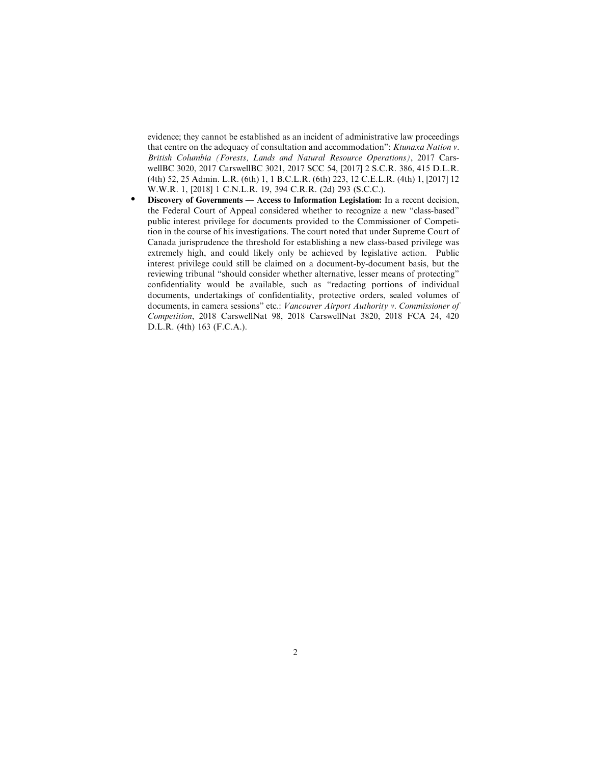evidence; they cannot be established as an incident of administrative law proceedings that centre on the adequacy of consultation and accommodation": *Ktunaxa Nation v. British Columbia (Forests, Lands and Natural Resource Operations)*, 2017 CarswellBC 3020, 2017 CarswellBC 3021, 2017 SCC 54, [2017] 2 S.C.R. 386, 415 D.L.R. (4th) 52, 25 Admin. L.R. (6th) 1, 1 B.C.L.R. (6th) 223, 12 C.E.L.R. (4th) 1, [2017] 12 W.W.R. 1, [2018] 1 C.N.L.R. 19, 394 C.R.R. (2d) 293 (S.C.C.).

- **Discovery of Governments — Access to Information Legislation:** In a recent decision, the Federal Court of Appeal considered whether to recognize a new "class-based" public interest privilege for documents provided to the Commissioner of Competition in the course of his investigations. The court noted that under Supreme Court of Canada jurisprudence the threshold for establishing a new class-based privilege was extremely high, and could likely only be achieved by legislative action. Public interest privilege could still be claimed on a document-by-document basis, but the reviewing tribunal "should consider whether alternative, lesser means of protecting" confidentiality would be available, such as "redacting portions of individual documents, undertakings of confidentiality, protective orders, sealed volumes of documents, in camera sessions" etc.: *Vancouver Airport Authority v. Commissioner of Competition*, 2018 CarswellNat 98, 2018 CarswellNat 3820, 2018 FCA 24, 420 D.L.R. (4th) 163 (F.C.A.).